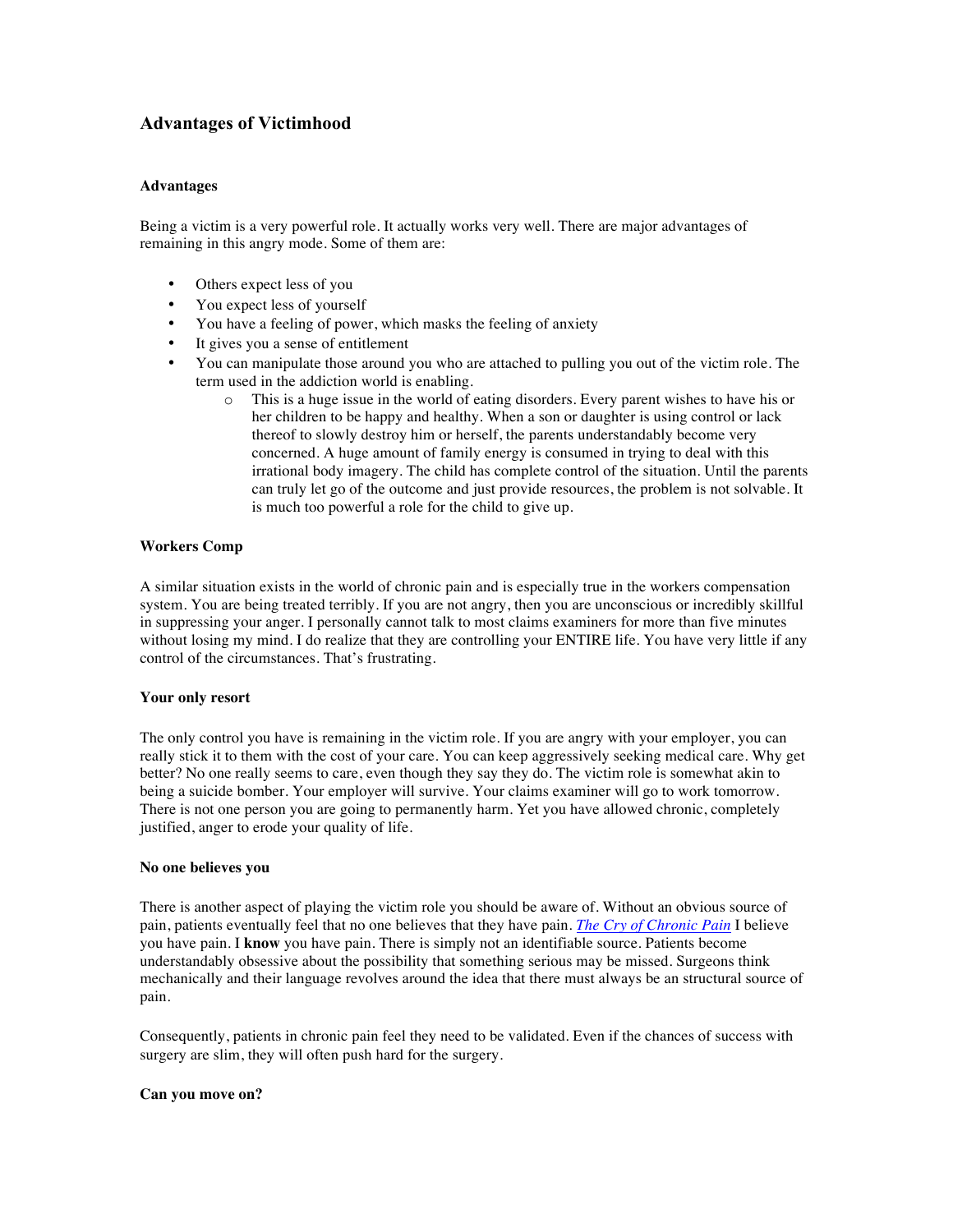# Advantages of Victimhood

## Advantages

Being a victim is a very powerful role. It actually works very well. There are major advantages of remaining in this angry mode. Some of them are:

- Others expect less of you
- You expect less of yourself
- You have a feeling of power, which masks the feeling of anxiety
- It gives you a sense of entitlement
- You can manipulate those around you who are attached to pulling you out of the victim role. The term used in the addiction world is enabling.
    - This is a huge issue in the world of eating disorders. Every parent wishes to have his or her children to be happy and healthy. When a son or daughter is using control or lack thereof to slowly destroy him or herself, the parents understandably become very concerned. A huge amount of family energy is consumed in trying to deal with this irrational body imagery. The child has complete control of the situation. Until the parents can truly let go of the outcome and just provide resources, the problem is not solvable. It is much too powerful a role for the child to give up.

## Workers Comp

A similar situation exists in the world of chronic pain and is especially true in the workers compensation system. You are being treated terribly. If you are not angry, then you are unconscious or incredibly skillful in suppressing your anger. I personally cannot talk to most claims examiners for more than five minutes without losing my mind. I do realize that they are controlling your ENTIRE life. You have very little if any control of the circumstances. That's frustrating.

## Your only resort

The only control you have is remaining in the victim role. If you are angry with your employer, you can really stick it to them with the cost of your care. You can keep aggressively seeking medical care. Why get better? No one really seems to care, even though they say they do. The victim role is somewhat akin to being a suicide bomber. Your employer will survive. Your claims examiner will go to work tomorrow. There is not one person you are going to permanently harm. Yet you have allowed chronic, completely justified, anger to erode your quality of life.

## No one believes you

There is another aspect of playing the victim role you should be aware of. Without an obvious source of pain, patients eventually feel that no one believes that they have pain. *The Cry of Chronic Pain* I believe you have pain. I **know** you have pain. There is simply not an identifiable source. Patients become understandably obsessive about the possibility that something serious may be missed. Surgeons think mechanically and their language revolves around the idea that there must always be an structural source of pain.

Consequently, patients in chronic pain feel they need to be validated. Even if the chances of success with surgery are slim, they will often push hard for the surgery.

## Can you move on?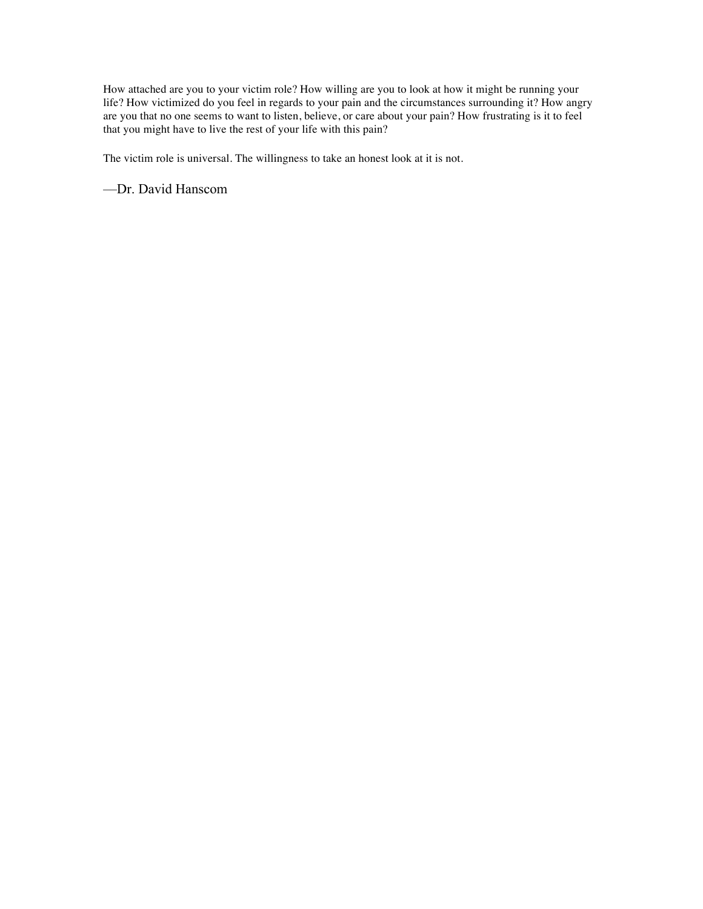How attached are you to your victim role? How willing are you to look at how it might be running your life? How victimized do you feel in regards to your pain and the circumstances surrounding it? How angry are you that no one seems to want to listen, believe, or care about your pain? How frustrating is it to feel that you might have to live the rest of your life with this pain?

The victim role is universal. The willingness to take an honest look at it is not.

—Dr. David Hanscom